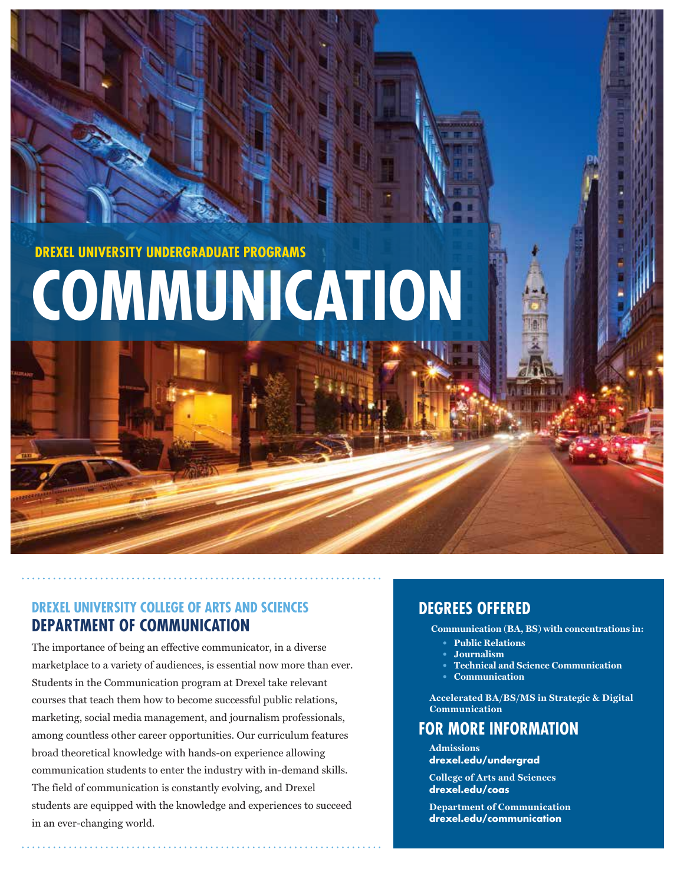DREXEL UNIVERSITY UNDERGRADUATE PROGRAMS

# COMMUNICATION

## DREXEL UNIVERSITY COLLEGE OF ARTS AND SCIENCES
## DEPARTMENT OF COMMUNICATION

The importance of being an effective communicator, in a diverse marketplace to a variety of audiences, is essential now more than ever. Students in the Communication program at Drexel take relevant courses that teach them how to become successful public relations, marketing, social media management, and journalism professionals, among countless other career opportunities. Our curriculum features broad theoretical knowledge with hands-on experience allowing communication students to enter the industry with in-demand skills. The field of communication is constantly evolving, and Drexel students are equipped with the knowledge and experiences to succeed in an ever-changing world.

## DEGREES OFFERED

**Communication (BA, BS) with concentrations in:**

- **Public Relations**
- **Journalism**
- **Technical and Science Communication**
- **Communication**

**Accelerated BA/BS/MS in Strategic & Digital Communication**

## FOR MORE INFORMATION

**Admissions**
**drexel.edu/undergrad**

**College of Arts and Sciences**
**drexel.edu/coas**

**Department of Communication**
**drexel.edu/communication**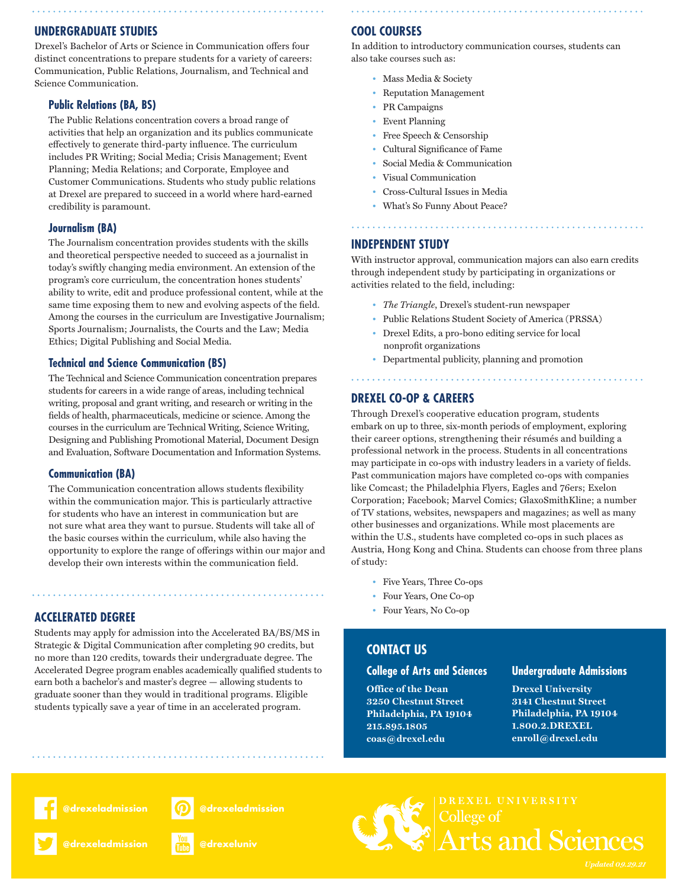## UNDERGRADUATE STUDIES

Drexel's Bachelor of Arts or Science in Communication offers four distinct concentrations to prepare students for a variety of careers: Communication, Public Relations, Journalism, and Technical and Science Communication.

### Public Relations (BA, BS)

The Public Relations concentration covers a broad range of activities that help an organization and its publics communicate effectively to generate third-party influence. The curriculum includes PR Writing; Social Media; Crisis Management; Event Planning; Media Relations; and Corporate, Employee and Customer Communications. Students who study public relations at Drexel are prepared to succeed in a world where hard-earned credibility is paramount.

### Journalism (BA)

The Journalism concentration provides students with the skills and theoretical perspective needed to succeed as a journalist in today's swiftly changing media environment. An extension of the program's core curriculum, the concentration hones students' ability to write, edit and produce professional content, while at the same time exposing them to new and evolving aspects of the field. Among the courses in the curriculum are Investigative Journalism; Sports Journalism; Journalists, the Courts and the Law; Media Ethics; Digital Publishing and Social Media.

### Technical and Science Communication (BS)

The Technical and Science Communication concentration prepares students for careers in a wide range of areas, including technical writing, proposal and grant writing, and research or writing in the fields of health, pharmaceuticals, medicine or science. Among the courses in the curriculum are Technical Writing, Science Writing, Designing and Publishing Promotional Material, Document Design and Evaluation, Software Documentation and Information Systems.

### Communication (BA)

The Communication concentration allows students flexibility within the communication major. This is particularly attractive for students who have an interest in communication but are not sure what area they want to pursue. Students will take all of the basic courses within the curriculum, while also having the opportunity to explore the range of offerings within our major and develop their own interests within the communication field.

## ACCELERATED DEGREE

Students may apply for admission into the Accelerated BA/BS/MS in Strategic & Digital Communication after completing 90 credits, but no more than 120 credits, towards their undergraduate degree. The Accelerated Degree program enables academically qualified students to earn both a bachelor's and master's degree — allowing students to graduate sooner than they would in traditional programs. Eligible students typically save a year of time in an accelerated program.

## COOL COURSES

In addition to introductory communication courses, students can also take courses such as:

- Mass Media & Society
- Reputation Management
- PR Campaigns
- Event Planning
- Free Speech & Censorship
- Cultural Significance of Fame
- Social Media & Communication
- Visual Communication
- Cross-Cultural Issues in Media
- What's So Funny About Peace?

## INDEPENDENT STUDY

With instructor approval, communication majors can also earn credits through independent study by participating in organizations or activities related to the field, including:

- *The Triangle*, Drexel's student-run newspaper
- Public Relations Student Society of America (PRSSA)
- Drexel Edits, a pro-bono editing service for local nonprofit organizations
- Departmental publicity, planning and promotion

## DREXEL CO-OP & CAREERS

Through Drexel's cooperative education program, students embark on up to three, six-month periods of employment, exploring their career options, strengthening their résumés and building a professional network in the process. Students in all concentrations may participate in co-ops with industry leaders in a variety of fields. Past communication majors have completed co-ops with companies like Comcast; the Philadelphia Flyers, Eagles and 76ers; Exelon Corporation; Facebook; Marvel Comics; GlaxoSmithKline; a number of TV stations, websites, newspapers and magazines; as well as many other businesses and organizations. While most placements are within the U.S., students have completed co-ops in such places as Austria, Hong Kong and China. Students can choose from three plans of study:

- Five Years, Three Co-ops
- Four Years, One Co-op
- Four Years, No Co-op

## CONTACT US

### College of Arts and Sciences

**Office of the Dean**
**3250 Chestnut Street**
**Philadelphia, PA 19104**
**215.895.1805**
**coas@drexel.edu**

### Undergraduate Admissions

**Drexel University**
**3141 Chestnut Street**
**Philadelphia, PA 19104**
**1.800.2.DREXEL**
**enroll@drexel.edu**

@drexeladmission
@drexeladmission
@drexeladmission
@drexeluniv

DREXEL UNIVERSITY
College of Arts and Sciences

*Updated 09.29.21*